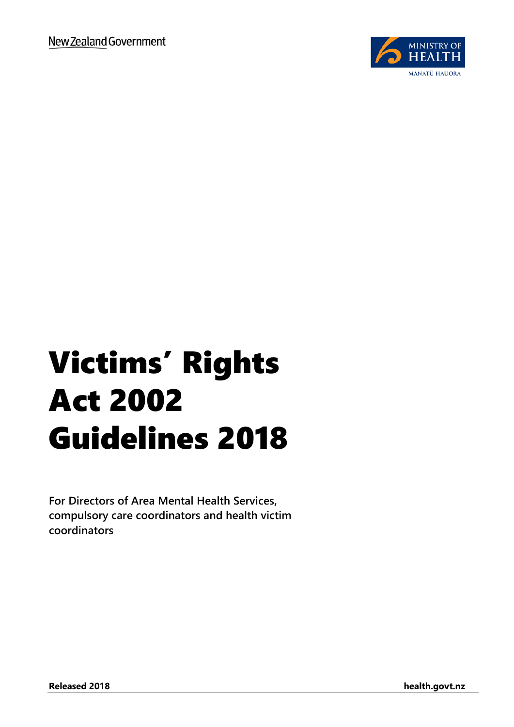New Zealand Government

MINISTRY OF HEALTH

MANATŪ HAUORA

# Victims' Rights Act 2002 Guidelines 2018

**For Directors of Area Mental Health Services, compulsory care coordinators and health victim coordinators**

**Released 2018** **health.govt.nz**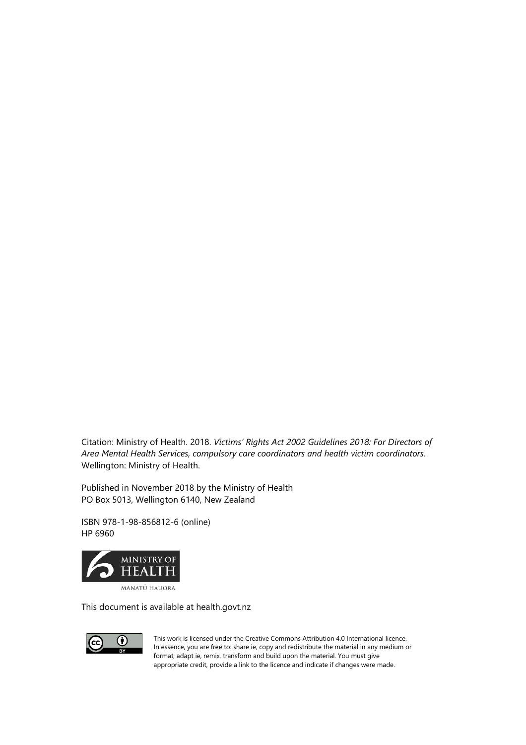Citation: Ministry of Health. 2018. *Victims' Rights Act 2002 Guidelines 2018: For Directors of Area Mental Health Services, compulsory care coordinators and health victim coordinators*. Wellington: Ministry of Health.

Published in November 2018 by the Ministry of Health
PO Box 5013, Wellington 6140, New Zealand

ISBN 978-1-98-856812-6 (online)
HP 6960

MINISTRY OF HEALTH
MANATŪ HAUORA

This document is available at health.govt.nz

This work is licensed under the Creative Commons Attribution 4.0 International licence. In essence, you are free to: share ie, copy and redistribute the material in any medium or format; adapt ie, remix, transform and build upon the material. You must give appropriate credit, provide a link to the licence and indicate if changes were made.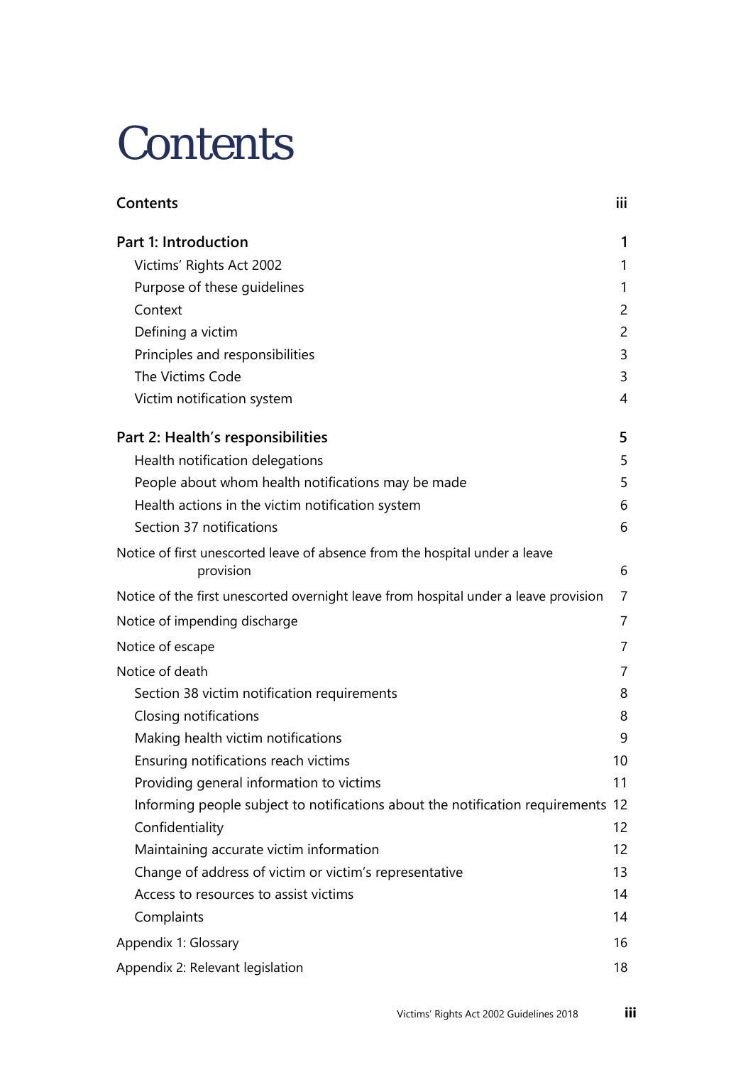# Contents

| | |
|---|---|
| **Contents** | **iii** |
| **Part 1: Introduction** | **1** |
| Victims' Rights Act 2002 | 1 |
| Purpose of these guidelines | 1 |
| Context | 2 |
| Defining a victim | 2 |
| Principles and responsibilities | 3 |
| The Victims Code | 3 |
| Victim notification system | 4 |
| **Part 2: Health's responsibilities** | **5** |
| Health notification delegations | 5 |
| People about whom health notifications may be made | 5 |
| Health actions in the victim notification system | 6 |
| Section 37 notifications | 6 |
| Notice of first unescorted leave of absence from the hospital under a leave provision | 6 |
| Notice of the first unescorted overnight leave from hospital under a leave provision | 7 |
| Notice of impending discharge | 7 |
| Notice of escape | 7 |
| Notice of death | 7 |
| Section 38 victim notification requirements | 8 |
| Closing notifications | 8 |
| Making health victim notifications | 9 |
| Ensuring notifications reach victims | 10 |
| Providing general information to victims | 11 |
| Informing people subject to notifications about the notification requirements | 12 |
| Confidentiality | 12 |
| Maintaining accurate victim information | 12 |
| Change of address of victim or victim's representative | 13 |
| Access to resources to assist victims | 14 |
| Complaints | 14 |
| Appendix 1: Glossary | 16 |
| Appendix 2: Relevant legislation | 18 |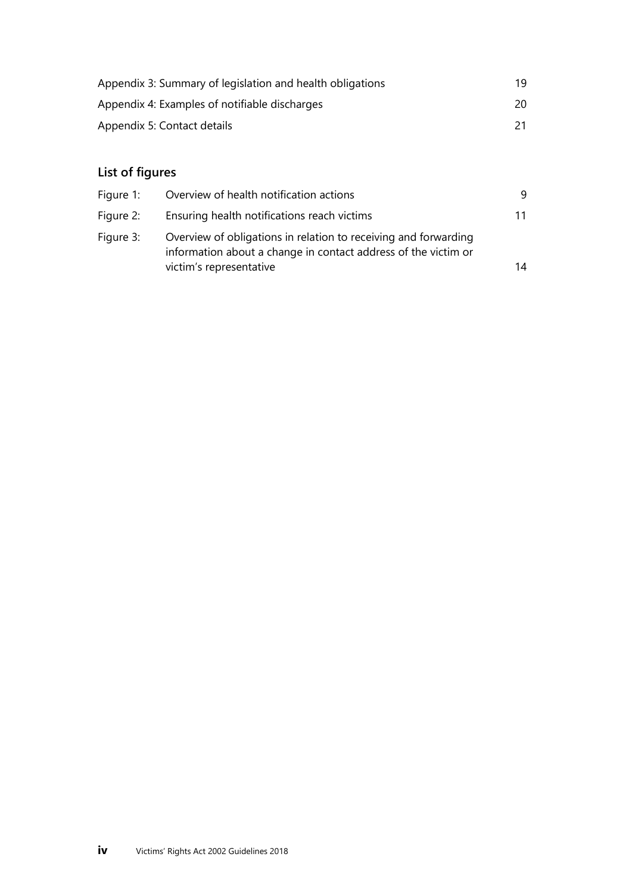Appendix 3: Summary of legislation and health obligations 19

Appendix 4: Examples of notifiable discharges 20

Appendix 5: Contact details 21

## List of figures

| | | |
|---|---|---|
| Figure 1: | Overview of health notification actions | 9 |
| Figure 2: | Ensuring health notifications reach victims | 11 |
| Figure 3: | Overview of obligations in relation to receiving and forwarding information about a change in contact address of the victim or victim's representative | 14 |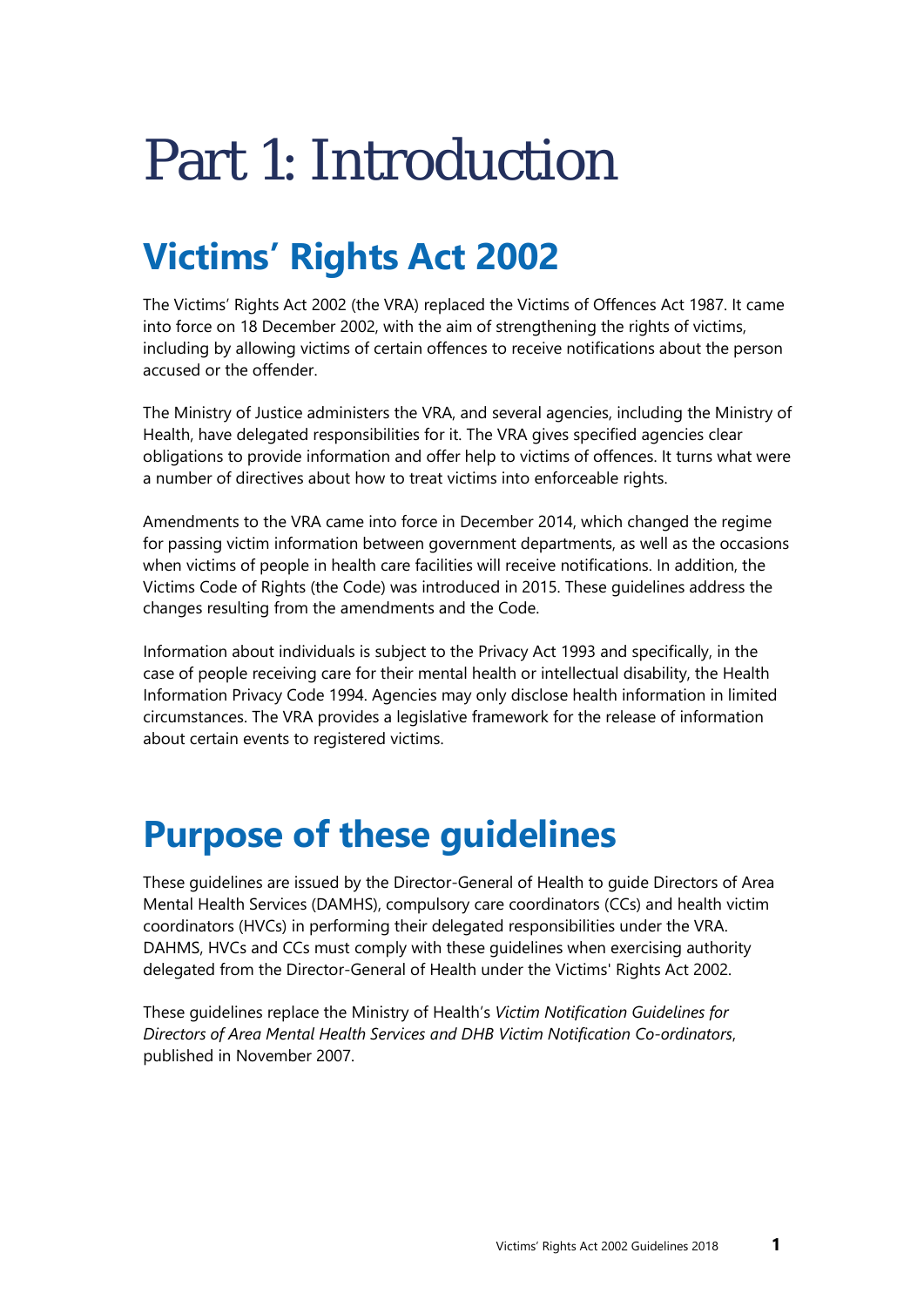# Part 1: Introduction

## Victims' Rights Act 2002

The Victims' Rights Act 2002 (the VRA) replaced the Victims of Offences Act 1987. It came into force on 18 December 2002, with the aim of strengthening the rights of victims, including by allowing victims of certain offences to receive notifications about the person accused or the offender.

The Ministry of Justice administers the VRA, and several agencies, including the Ministry of Health, have delegated responsibilities for it. The VRA gives specified agencies clear obligations to provide information and offer help to victims of offences. It turns what were a number of directives about how to treat victims into enforceable rights.

Amendments to the VRA came into force in December 2014, which changed the regime for passing victim information between government departments, as well as the occasions when victims of people in health care facilities will receive notifications. In addition, the Victims Code of Rights (the Code) was introduced in 2015. These guidelines address the changes resulting from the amendments and the Code.

Information about individuals is subject to the Privacy Act 1993 and specifically, in the case of people receiving care for their mental health or intellectual disability, the Health Information Privacy Code 1994. Agencies may only disclose health information in limited circumstances. The VRA provides a legislative framework for the release of information about certain events to registered victims.

## Purpose of these guidelines

These guidelines are issued by the Director-General of Health to guide Directors of Area Mental Health Services (DAMHS), compulsory care coordinators (CCs) and health victim coordinators (HVCs) in performing their delegated responsibilities under the VRA. DAHMS, HVCs and CCs must comply with these guidelines when exercising authority delegated from the Director-General of Health under the Victims' Rights Act 2002.

These guidelines replace the Ministry of Health's *Victim Notification Guidelines for Directors of Area Mental Health Services and DHB Victim Notification Co-ordinators*, published in November 2007.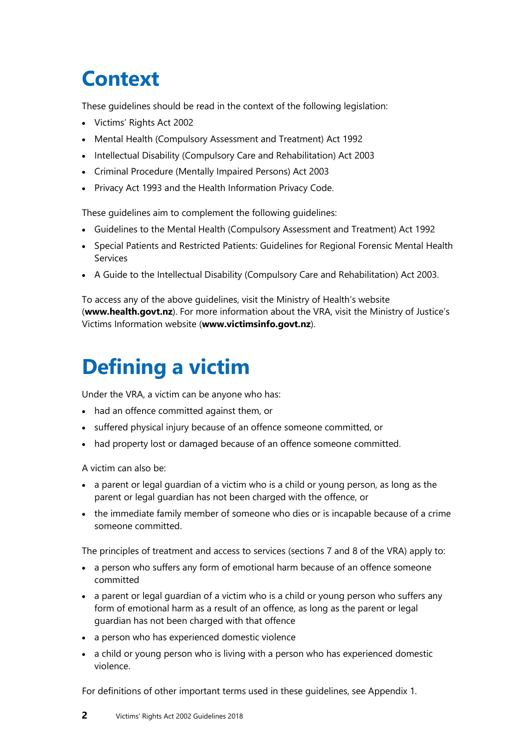# Context

These guidelines should be read in the context of the following legislation:

- Victims' Rights Act 2002
- Mental Health (Compulsory Assessment and Treatment) Act 1992
- Intellectual Disability (Compulsory Care and Rehabilitation) Act 2003
- Criminal Procedure (Mentally Impaired Persons) Act 2003
- Privacy Act 1993 and the Health Information Privacy Code.

These guidelines aim to complement the following guidelines:

- Guidelines to the Mental Health (Compulsory Assessment and Treatment) Act 1992
- Special Patients and Restricted Patients: Guidelines for Regional Forensic Mental Health Services
- A Guide to the Intellectual Disability (Compulsory Care and Rehabilitation) Act 2003.

To access any of the above guidelines, visit the Ministry of Health's website (**www.health.govt.nz**). For more information about the VRA, visit the Ministry of Justice's Victims Information website (**www.victimsinfo.govt.nz**).

# Defining a victim

Under the VRA, a victim can be anyone who has:

- had an offence committed against them, or
- suffered physical injury because of an offence someone committed, or
- had property lost or damaged because of an offence someone committed.

A victim can also be:

- a parent or legal guardian of a victim who is a child or young person, as long as the parent or legal guardian has not been charged with the offence, or
- the immediate family member of someone who dies or is incapable because of a crime someone committed.

The principles of treatment and access to services (sections 7 and 8 of the VRA) apply to:

- a person who suffers any form of emotional harm because of an offence someone committed
- a parent or legal guardian of a victim who is a child or young person who suffers any form of emotional harm as a result of an offence, as long as the parent or legal guardian has not been charged with that offence
- a person who has experienced domestic violence
- a child or young person who is living with a person who has experienced domestic violence.

For definitions of other important terms used in these guidelines, see Appendix 1.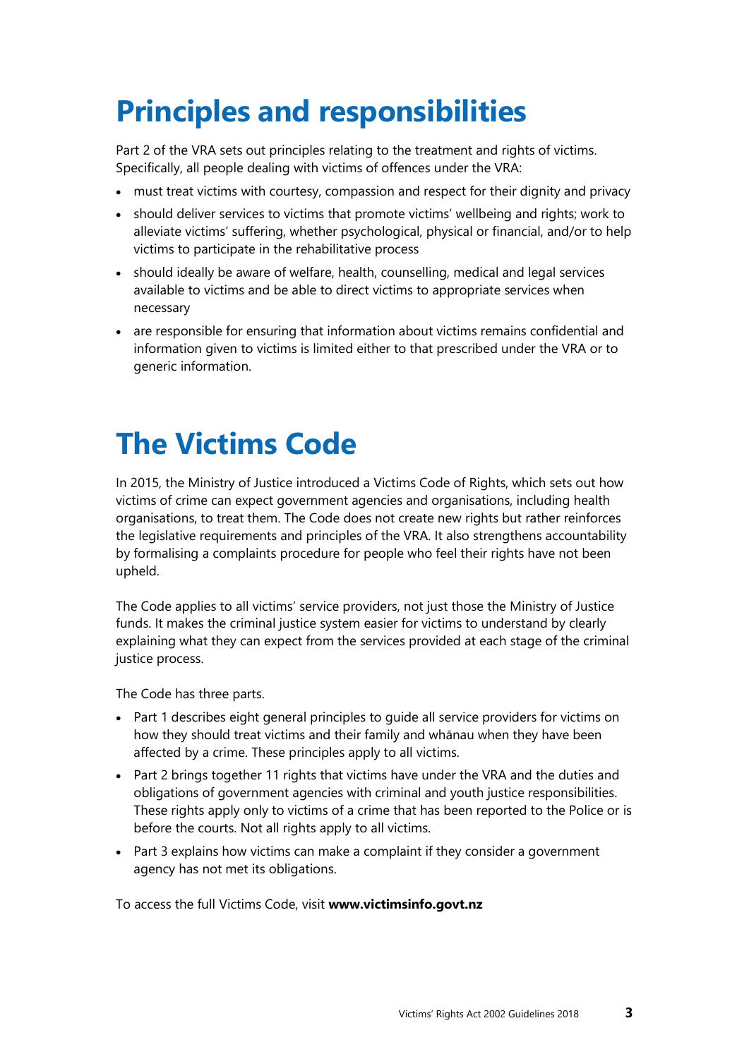# Principles and responsibilities

Part 2 of the VRA sets out principles relating to the treatment and rights of victims. Specifically, all people dealing with victims of offences under the VRA:

- must treat victims with courtesy, compassion and respect for their dignity and privacy
- should deliver services to victims that promote victims' wellbeing and rights; work to alleviate victims' suffering, whether psychological, physical or financial, and/or to help victims to participate in the rehabilitative process
- should ideally be aware of welfare, health, counselling, medical and legal services available to victims and be able to direct victims to appropriate services when necessary
- are responsible for ensuring that information about victims remains confidential and information given to victims is limited either to that prescribed under the VRA or to generic information.

# The Victims Code

In 2015, the Ministry of Justice introduced a Victims Code of Rights, which sets out how victims of crime can expect government agencies and organisations, including health organisations, to treat them. The Code does not create new rights but rather reinforces the legislative requirements and principles of the VRA. It also strengthens accountability by formalising a complaints procedure for people who feel their rights have not been upheld.

The Code applies to all victims' service providers, not just those the Ministry of Justice funds. It makes the criminal justice system easier for victims to understand by clearly explaining what they can expect from the services provided at each stage of the criminal justice process.

The Code has three parts.

- Part 1 describes eight general principles to guide all service providers for victims on how they should treat victims and their family and whānau when they have been affected by a crime. These principles apply to all victims.
- Part 2 brings together 11 rights that victims have under the VRA and the duties and obligations of government agencies with criminal and youth justice responsibilities. These rights apply only to victims of a crime that has been reported to the Police or is before the courts. Not all rights apply to all victims.
- Part 3 explains how victims can make a complaint if they consider a government agency has not met its obligations.

To access the full Victims Code, visit **www.victimsinfo.govt.nz**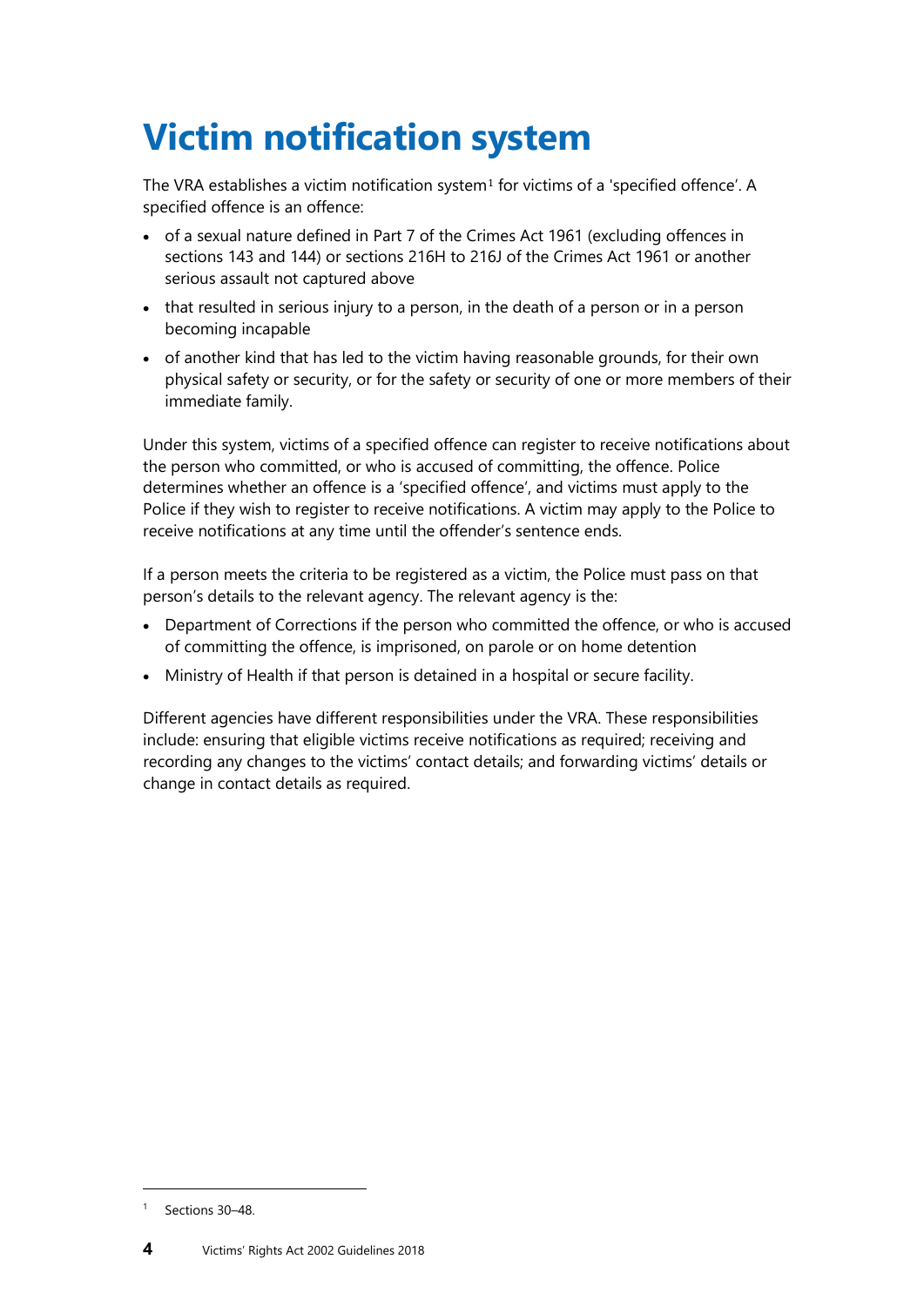# Victim notification system

The VRA establishes a victim notification system[1] for victims of a 'specified offence'. A specified offence is an offence:

- of a sexual nature defined in Part 7 of the Crimes Act 1961 (excluding offences in sections 143 and 144) or sections 216H to 216J of the Crimes Act 1961 or another serious assault not captured above
- that resulted in serious injury to a person, in the death of a person or in a person becoming incapable
- of another kind that has led to the victim having reasonable grounds, for their own physical safety or security, or for the safety or security of one or more members of their immediate family.

Under this system, victims of a specified offence can register to receive notifications about the person who committed, or who is accused of committing, the offence. Police determines whether an offence is a 'specified offence', and victims must apply to the Police if they wish to register to receive notifications. A victim may apply to the Police to receive notifications at any time until the offender's sentence ends.

If a person meets the criteria to be registered as a victim, the Police must pass on that person's details to the relevant agency. The relevant agency is the:

- Department of Corrections if the person who committed the offence, or who is accused of committing the offence, is imprisoned, on parole or on home detention
- Ministry of Health if that person is detained in a hospital or secure facility.

Different agencies have different responsibilities under the VRA. These responsibilities include: ensuring that eligible victims receive notifications as required; receiving and recording any changes to the victims' contact details; and forwarding victims' details or change in contact details as required.

[1] Sections 30–48.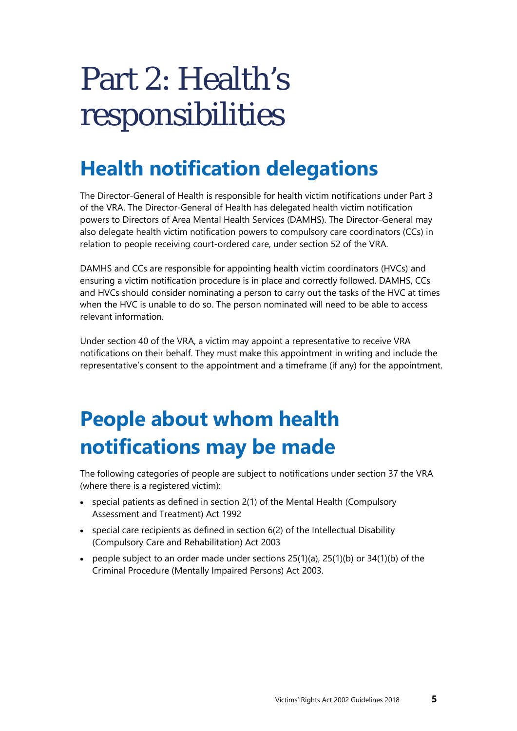# Part 2: Health's responsibilities

## Health notification delegations

The Director-General of Health is responsible for health victim notifications under Part 3 of the VRA. The Director-General of Health has delegated health victim notification powers to Directors of Area Mental Health Services (DAMHS). The Director-General may also delegate health victim notification powers to compulsory care coordinators (CCs) in relation to people receiving court-ordered care, under section 52 of the VRA.

DAMHS and CCs are responsible for appointing health victim coordinators (HVCs) and ensuring a victim notification procedure is in place and correctly followed. DAMHS, CCs and HVCs should consider nominating a person to carry out the tasks of the HVC at times when the HVC is unable to do so. The person nominated will need to be able to access relevant information.

Under section 40 of the VRA, a victim may appoint a representative to receive VRA notifications on their behalf. They must make this appointment in writing and include the representative's consent to the appointment and a timeframe (if any) for the appointment.

## People about whom health notifications may be made

The following categories of people are subject to notifications under section 37 the VRA (where there is a registered victim):

- special patients as defined in section 2(1) of the Mental Health (Compulsory Assessment and Treatment) Act 1992
- special care recipients as defined in section 6(2) of the Intellectual Disability (Compulsory Care and Rehabilitation) Act 2003
- people subject to an order made under sections 25(1)(a), 25(1)(b) or 34(1)(b) of the Criminal Procedure (Mentally Impaired Persons) Act 2003.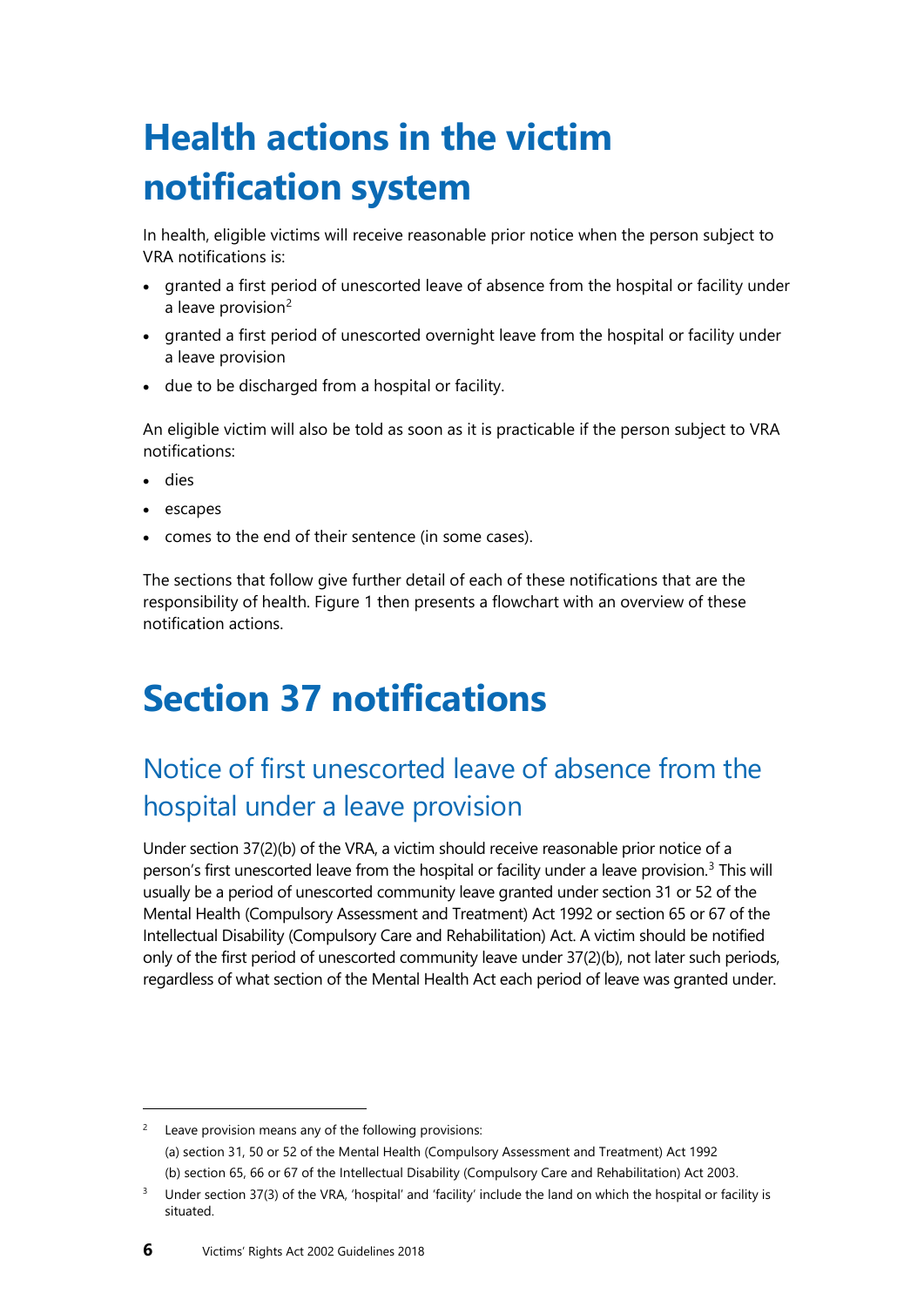# Health actions in the victim notification system

In health, eligible victims will receive reasonable prior notice when the person subject to VRA notifications is:

- granted a first period of unescorted leave of absence from the hospital or facility under a leave provision[2]
- granted a first period of unescorted overnight leave from the hospital or facility under a leave provision
- due to be discharged from a hospital or facility.

An eligible victim will also be told as soon as it is practicable if the person subject to VRA notifications:

- dies
- escapes
- comes to the end of their sentence (in some cases).

The sections that follow give further detail of each of these notifications that are the responsibility of health. Figure 1 then presents a flowchart with an overview of these notification actions.

# Section 37 notifications

## Notice of first unescorted leave of absence from the hospital under a leave provision

Under section 37(2)(b) of the VRA, a victim should receive reasonable prior notice of a person's first unescorted leave from the hospital or facility under a leave provision.[3] This will usually be a period of unescorted community leave granted under section 31 or 52 of the Mental Health (Compulsory Assessment and Treatment) Act 1992 or section 65 or 67 of the Intellectual Disability (Compulsory Care and Rehabilitation) Act. A victim should be notified only of the first period of unescorted community leave under 37(2)(b), not later such periods, regardless of what section of the Mental Health Act each period of leave was granted under.

---

[2] Leave provision means any of the following provisions:
(a) section 31, 50 or 52 of the Mental Health (Compulsory Assessment and Treatment) Act 1992
(b) section 65, 66 or 67 of the Intellectual Disability (Compulsory Care and Rehabilitation) Act 2003.

[3] Under section 37(3) of the VRA, 'hospital' and 'facility' include the land on which the hospital or facility is situated.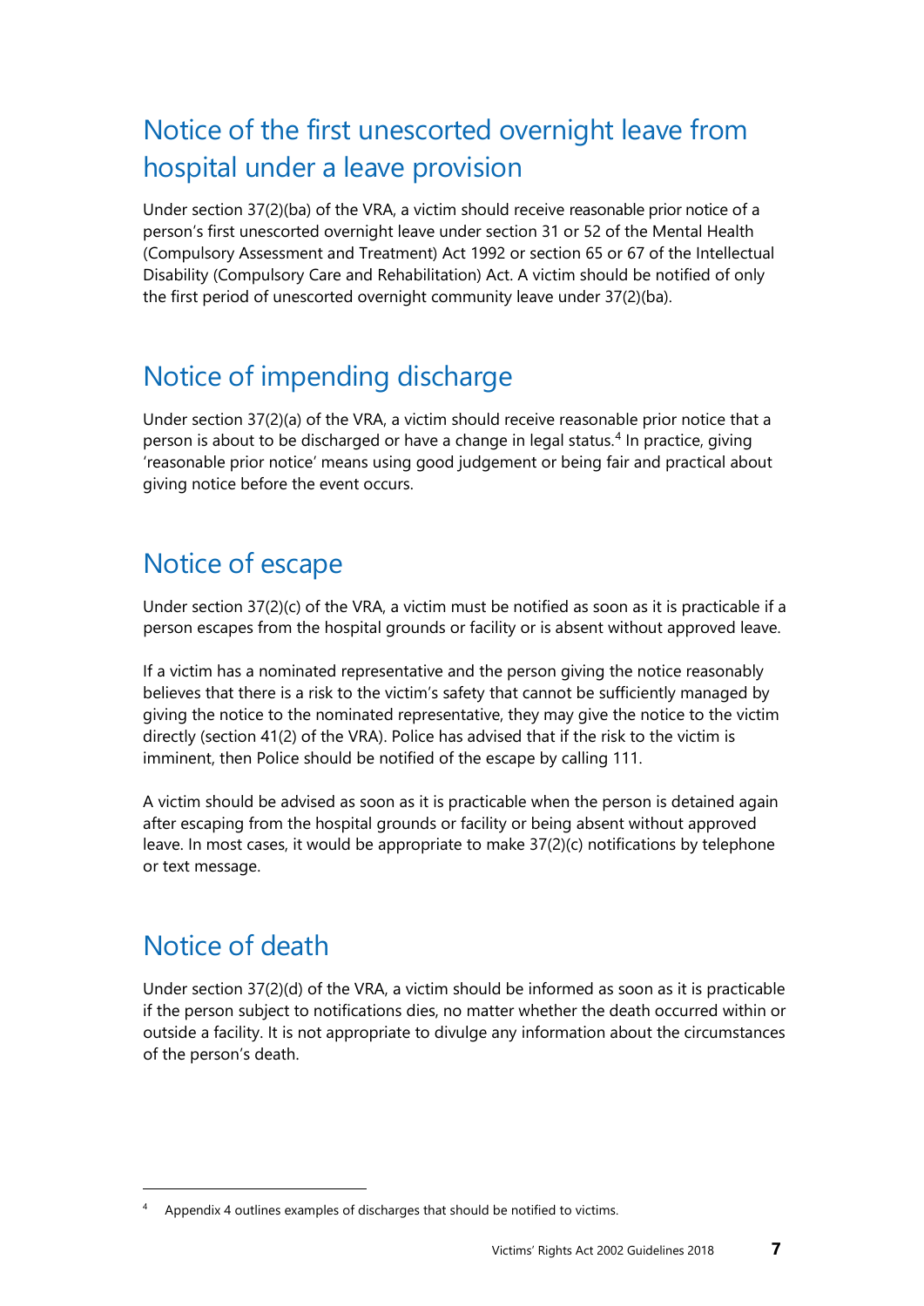## Notice of the first unescorted overnight leave from hospital under a leave provision

Under section 37(2)(ba) of the VRA, a victim should receive reasonable prior notice of a person's first unescorted overnight leave under section 31 or 52 of the Mental Health (Compulsory Assessment and Treatment) Act 1992 or section 65 or 67 of the Intellectual Disability (Compulsory Care and Rehabilitation) Act. A victim should be notified of only the first period of unescorted overnight community leave under 37(2)(ba).

## Notice of impending discharge

Under section 37(2)(a) of the VRA, a victim should receive reasonable prior notice that a person is about to be discharged or have a change in legal status.[4] In practice, giving 'reasonable prior notice' means using good judgement or being fair and practical about giving notice before the event occurs.

## Notice of escape

Under section 37(2)(c) of the VRA, a victim must be notified as soon as it is practicable if a person escapes from the hospital grounds or facility or is absent without approved leave.

If a victim has a nominated representative and the person giving the notice reasonably believes that there is a risk to the victim's safety that cannot be sufficiently managed by giving the notice to the nominated representative, they may give the notice to the victim directly (section 41(2) of the VRA). Police has advised that if the risk to the victim is imminent, then Police should be notified of the escape by calling 111.

A victim should be advised as soon as it is practicable when the person is detained again after escaping from the hospital grounds or facility or being absent without approved leave. In most cases, it would be appropriate to make 37(2)(c) notifications by telephone or text message.

## Notice of death

Under section 37(2)(d) of the VRA, a victim should be informed as soon as it is practicable if the person subject to notifications dies, no matter whether the death occurred within or outside a facility. It is not appropriate to divulge any information about the circumstances of the person's death.

---

[4] Appendix 4 outlines examples of discharges that should be notified to victims.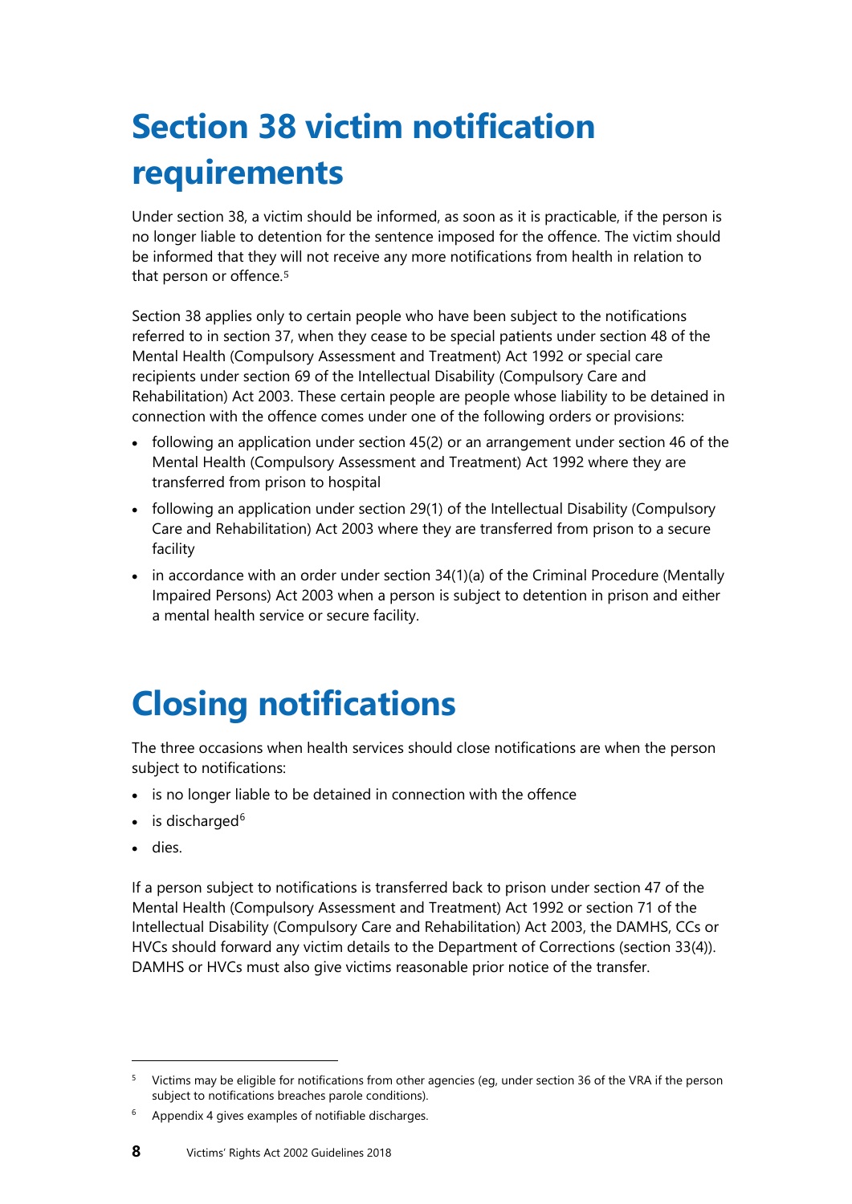# Section 38 victim notification requirements

Under section 38, a victim should be informed, as soon as it is practicable, if the person is no longer liable to detention for the sentence imposed for the offence. The victim should be informed that they will not receive any more notifications from health in relation to that person or offence.[5]

Section 38 applies only to certain people who have been subject to the notifications referred to in section 37, when they cease to be special patients under section 48 of the Mental Health (Compulsory Assessment and Treatment) Act 1992 or special care recipients under section 69 of the Intellectual Disability (Compulsory Care and Rehabilitation) Act 2003. These certain people are people whose liability to be detained in connection with the offence comes under one of the following orders or provisions:

- following an application under section 45(2) or an arrangement under section 46 of the Mental Health (Compulsory Assessment and Treatment) Act 1992 where they are transferred from prison to hospital
- following an application under section 29(1) of the Intellectual Disability (Compulsory Care and Rehabilitation) Act 2003 where they are transferred from prison to a secure facility
- in accordance with an order under section 34(1)(a) of the Criminal Procedure (Mentally Impaired Persons) Act 2003 when a person is subject to detention in prison and either a mental health service or secure facility.

# Closing notifications

The three occasions when health services should close notifications are when the person subject to notifications:

- is no longer liable to be detained in connection with the offence
- is discharged[6]
- dies.

If a person subject to notifications is transferred back to prison under section 47 of the Mental Health (Compulsory Assessment and Treatment) Act 1992 or section 71 of the Intellectual Disability (Compulsory Care and Rehabilitation) Act 2003, the DAMHS, CCs or HVCs should forward any victim details to the Department of Corrections (section 33(4)). DAMHS or HVCs must also give victims reasonable prior notice of the transfer.

---

[5] Victims may be eligible for notifications from other agencies (eg, under section 36 of the VRA if the person subject to notifications breaches parole conditions).

[6] Appendix 4 gives examples of notifiable discharges.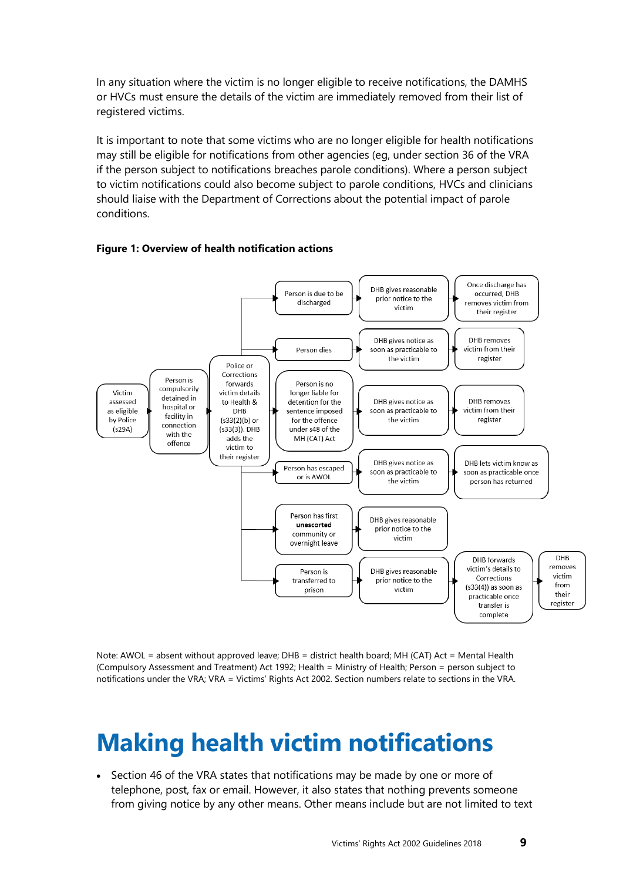In any situation where the victim is no longer eligible to receive notifications, the DAMHS or HVCs must ensure the details of the victim are immediately removed from their list of registered victims.

It is important to note that some victims who are no longer eligible for health notifications may still be eligible for notifications from other agencies (eg, under section 36 of the VRA if the person subject to notifications breaches parole conditions). Where a person subject to victim notifications could also become subject to parole conditions, HVCs and clinicians should liaise with the Department of Corrections about the potential impact of parole conditions.

**Figure 1: Overview of health notification actions**

Victim assessed as eligible by Police (s29A) → Person is compulsorily detained in hospital or facility in connection with the offence → Police or Corrections forwards victim details to Health & DHB (s33(2)(b) or (s33(3)). DHB adds the victim to their register →

- Person is due to be discharged → DHB gives reasonable prior notice to the victim → Once discharge has occurred, DHB removes victim from their register
- Person dies → DHB gives notice as soon as practicable to the victim → DHB removes victim from their register
- Person is no longer liable for detention for the sentence imposed for the offence under s48 of the MH (CAT) Act → DHB gives notice as soon as practicable to the victim → DHB removes victim from their register
- Person has escaped or is AWOL → DHB gives notice as soon as practicable to the victim → DHB lets victim know as soon as practicable once person has returned
- Person has first **unescorted** community or overnight leave → DHB gives reasonable prior notice to the victim
- Person is transferred to prison → DHB gives reasonable prior notice to the victim → DHB forwards victim's details to Corrections (s33(4)) as soon as practicable once transfer is complete → DHB removes victim from their register

Note: AWOL = absent without approved leave; DHB = district health board; MH (CAT) Act = Mental Health (Compulsory Assessment and Treatment) Act 1992; Health = Ministry of Health; Person = person subject to notifications under the VRA; VRA = Victims' Rights Act 2002. Section numbers relate to sections in the VRA.

# Making health victim notifications

- Section 46 of the VRA states that notifications may be made by one or more of telephone, post, fax or email. However, it also states that nothing prevents someone from giving notice by any other means. Other means include but are not limited to text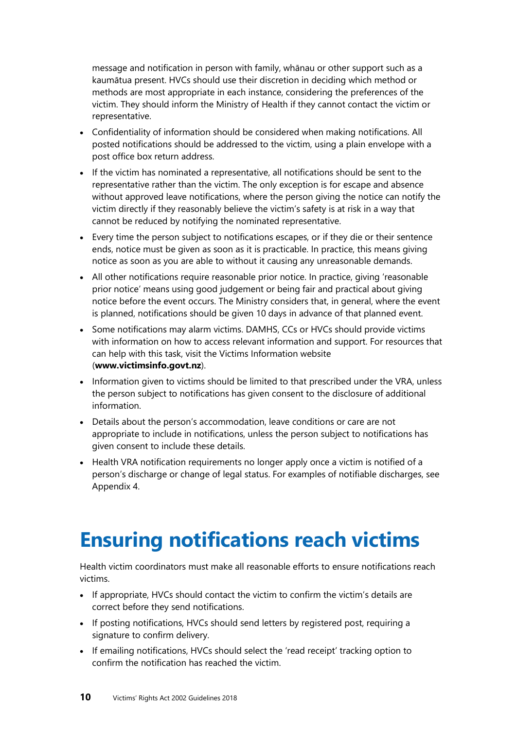message and notification in person with family, whānau or other support such as a kaumātua present. HVCs should use their discretion in deciding which method or methods are most appropriate in each instance, considering the preferences of the victim. They should inform the Ministry of Health if they cannot contact the victim or representative.

- Confidentiality of information should be considered when making notifications. All posted notifications should be addressed to the victim, using a plain envelope with a post office box return address.
- If the victim has nominated a representative, all notifications should be sent to the representative rather than the victim. The only exception is for escape and absence without approved leave notifications, where the person giving the notice can notify the victim directly if they reasonably believe the victim's safety is at risk in a way that cannot be reduced by notifying the nominated representative.
- Every time the person subject to notifications escapes, or if they die or their sentence ends, notice must be given as soon as it is practicable. In practice, this means giving notice as soon as you are able to without it causing any unreasonable demands.
- All other notifications require reasonable prior notice. In practice, giving 'reasonable prior notice' means using good judgement or being fair and practical about giving notice before the event occurs. The Ministry considers that, in general, where the event is planned, notifications should be given 10 days in advance of that planned event.
- Some notifications may alarm victims. DAMHS, CCs or HVCs should provide victims with information on how to access relevant information and support. For resources that can help with this task, visit the Victims Information website (**www.victimsinfo.govt.nz**).
- Information given to victims should be limited to that prescribed under the VRA, unless the person subject to notifications has given consent to the disclosure of additional information.
- Details about the person's accommodation, leave conditions or care are not appropriate to include in notifications, unless the person subject to notifications has given consent to include these details.
- Health VRA notification requirements no longer apply once a victim is notified of a person's discharge or change of legal status. For examples of notifiable discharges, see Appendix 4.

# Ensuring notifications reach victims

Health victim coordinators must make all reasonable efforts to ensure notifications reach victims.

- If appropriate, HVCs should contact the victim to confirm the victim's details are correct before they send notifications.
- If posting notifications, HVCs should send letters by registered post, requiring a signature to confirm delivery.
- If emailing notifications, HVCs should select the 'read receipt' tracking option to confirm the notification has reached the victim.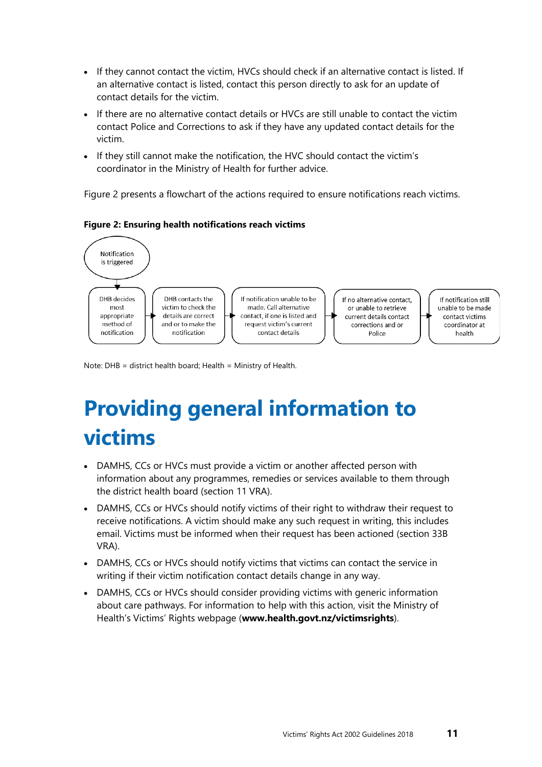- If they cannot contact the victim, HVCs should check if an alternative contact is listed. If an alternative contact is listed, contact this person directly to ask for an update of contact details for the victim.
- If there are no alternative contact details or HVCs are still unable to contact the victim contact Police and Corrections to ask if they have any updated contact details for the victim.
- If they still cannot make the notification, the HVC should contact the victim's coordinator in the Ministry of Health for further advice.

Figure 2 presents a flowchart of the actions required to ensure notifications reach victims.

**Figure 2: Ensuring health notifications reach victims**

Notification is triggered → DHB decides most appropriate method of notification → DHB contacts the victim to check the details are correct and or to make the notification → If notification unable to be made. Call alternative contact, if one is listed and request victim's current contact details → If no alternative contact, or unable to retrieve current details contact corrections and or Police → If notification still unable to be made contact victims coordinator at health

Note: DHB = district health board; Health = Ministry of Health.

# Providing general information to victims

- DAMHS, CCs or HVCs must provide a victim or another affected person with information about any programmes, remedies or services available to them through the district health board (section 11 VRA).
- DAMHS, CCs or HVCs should notify victims of their right to withdraw their request to receive notifications. A victim should make any such request in writing, this includes email. Victims must be informed when their request has been actioned (section 33B VRA).
- DAMHS, CCs or HVCs should notify victims that victims can contact the service in writing if their victim notification contact details change in any way.
- DAMHS, CCs or HVCs should consider providing victims with generic information about care pathways. For information to help with this action, visit the Ministry of Health's Victims' Rights webpage (**www.health.govt.nz/victimsrights**).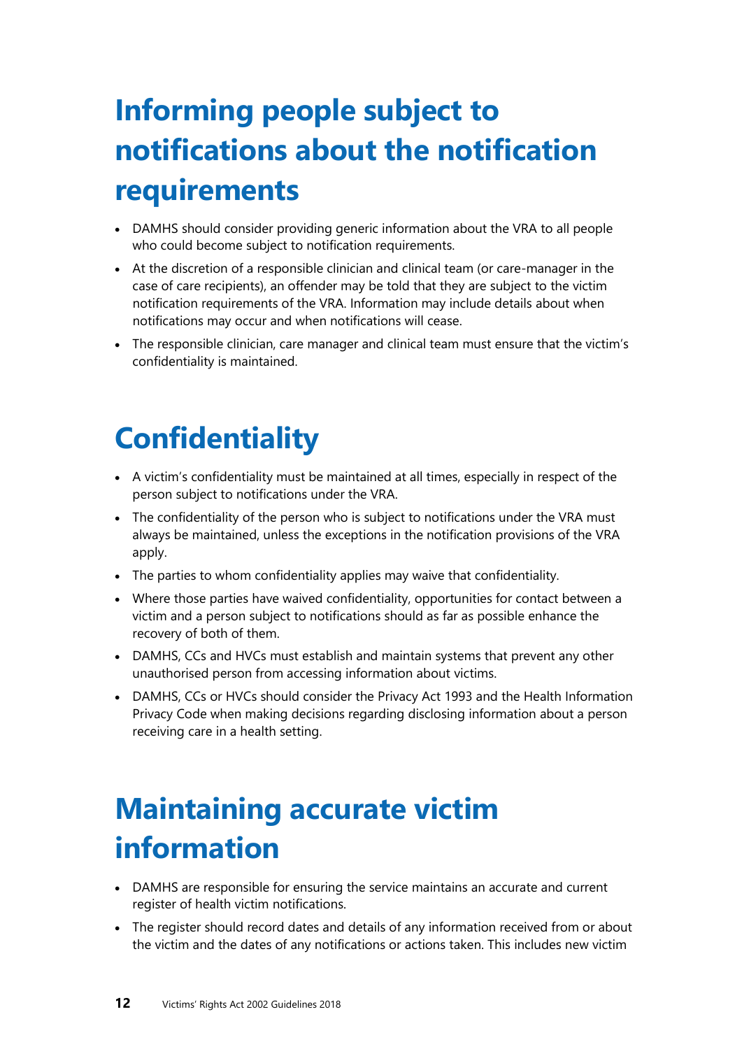# Informing people subject to notifications about the notification requirements

- DAMHS should consider providing generic information about the VRA to all people who could become subject to notification requirements.
- At the discretion of a responsible clinician and clinical team (or care-manager in the case of care recipients), an offender may be told that they are subject to the victim notification requirements of the VRA. Information may include details about when notifications may occur and when notifications will cease.
- The responsible clinician, care manager and clinical team must ensure that the victim's confidentiality is maintained.

# Confidentiality

- A victim's confidentiality must be maintained at all times, especially in respect of the person subject to notifications under the VRA.
- The confidentiality of the person who is subject to notifications under the VRA must always be maintained, unless the exceptions in the notification provisions of the VRA apply.
- The parties to whom confidentiality applies may waive that confidentiality.
- Where those parties have waived confidentiality, opportunities for contact between a victim and a person subject to notifications should as far as possible enhance the recovery of both of them.
- DAMHS, CCs and HVCs must establish and maintain systems that prevent any other unauthorised person from accessing information about victims.
- DAMHS, CCs or HVCs should consider the Privacy Act 1993 and the Health Information Privacy Code when making decisions regarding disclosing information about a person receiving care in a health setting.

# Maintaining accurate victim information

- DAMHS are responsible for ensuring the service maintains an accurate and current register of health victim notifications.
- The register should record dates and details of any information received from or about the victim and the dates of any notifications or actions taken. This includes new victim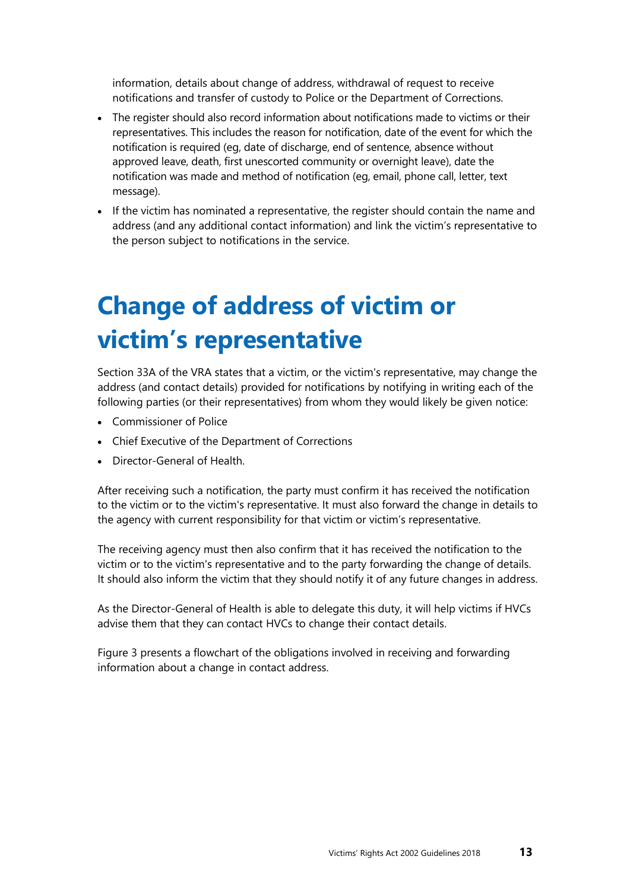information, details about change of address, withdrawal of request to receive notifications and transfer of custody to Police or the Department of Corrections.

- The register should also record information about notifications made to victims or their representatives. This includes the reason for notification, date of the event for which the notification is required (eg, date of discharge, end of sentence, absence without approved leave, death, first unescorted community or overnight leave), date the notification was made and method of notification (eg, email, phone call, letter, text message).
- If the victim has nominated a representative, the register should contain the name and address (and any additional contact information) and link the victim's representative to the person subject to notifications in the service.

# Change of address of victim or victim's representative

Section 33A of the VRA states that a victim, or the victim's representative, may change the address (and contact details) provided for notifications by notifying in writing each of the following parties (or their representatives) from whom they would likely be given notice:

- Commissioner of Police
- Chief Executive of the Department of Corrections
- Director-General of Health.

After receiving such a notification, the party must confirm it has received the notification to the victim or to the victim's representative. It must also forward the change in details to the agency with current responsibility for that victim or victim's representative.

The receiving agency must then also confirm that it has received the notification to the victim or to the victim's representative and to the party forwarding the change of details. It should also inform the victim that they should notify it of any future changes in address.

As the Director-General of Health is able to delegate this duty, it will help victims if HVCs advise them that they can contact HVCs to change their contact details.

Figure 3 presents a flowchart of the obligations involved in receiving and forwarding information about a change in contact address.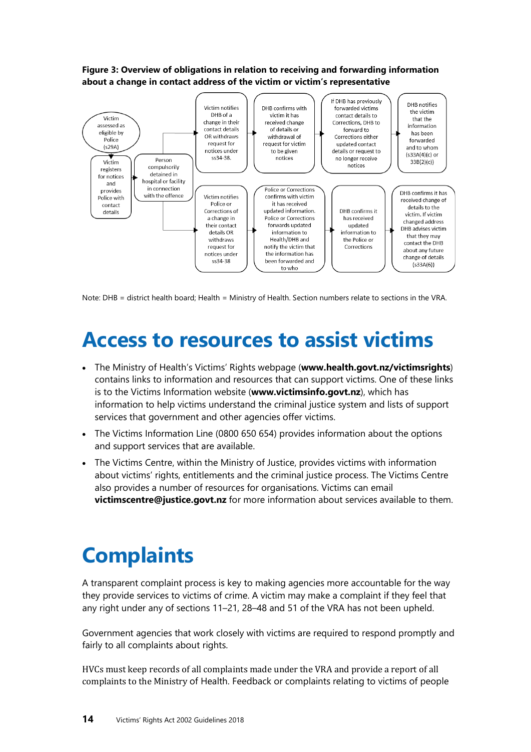**Figure 3: Overview of obligations in relation to receiving and forwarding information about a change in contact address of the victim or victim's representative**

Victim assessed as eligible by Police (s29A)

Victim registers for notices and provides Police with contact details

Person compulsorily detained in hospital or facility in connection with the offence

Victim notifies DHB of a change in their contact details OR withdraws request for notices under ss34-38.

DHB confirms with victim it has received change of details or withdrawal of request for victim to be given notices

If DHB has previously forwarded victims contact details to Corrections, DHB to forward to Corrections either updated contact details or request to no longer receive notices

DHB notifies the victim that the information has been forwarded and to whom (s33A(4)(c) or 33B(2)(c))

Victim notifies Police or Corrections of a change in their contact details OR withdraws request for notices under ss34-38

Police or Corrections confirms with victim it has received updated information. Police or Corrections forwards updated information to Health/DHB and notify the victim that the information has been forwarded and to who

DHB confirms it has received updated information to the Police or Corrections

DHB confirms it has received change of details to the victim. If victim changed address DHB advises victim that they may contact the DHB about any future change of details (s33A(6))

Note: DHB = district health board; Health = Ministry of Health. Section numbers relate to sections in the VRA.

# Access to resources to assist victims

- The Ministry of Health's Victims' Rights webpage (**www.health.govt.nz/victimsrights**) contains links to information and resources that can support victims. One of these links is to the Victims Information website (**www.victimsinfo.govt.nz**), which has information to help victims understand the criminal justice system and lists of support services that government and other agencies offer victims.
- The Victims Information Line (0800 650 654) provides information about the options and support services that are available.
- The Victims Centre, within the Ministry of Justice, provides victims with information about victims' rights, entitlements and the criminal justice process. The Victims Centre also provides a number of resources for organisations. Victims can email **victimscentre@justice.govt.nz** for more information about services available to them.

# Complaints

A transparent complaint process is key to making agencies more accountable for the way they provide services to victims of crime. A victim may make a complaint if they feel that any right under any of sections 11–21, 28–48 and 51 of the VRA has not been upheld.

Government agencies that work closely with victims are required to respond promptly and fairly to all complaints about rights.

HVCs must keep records of all complaints made under the VRA and provide a report of all complaints to the Ministry of Health. Feedback or complaints relating to victims of people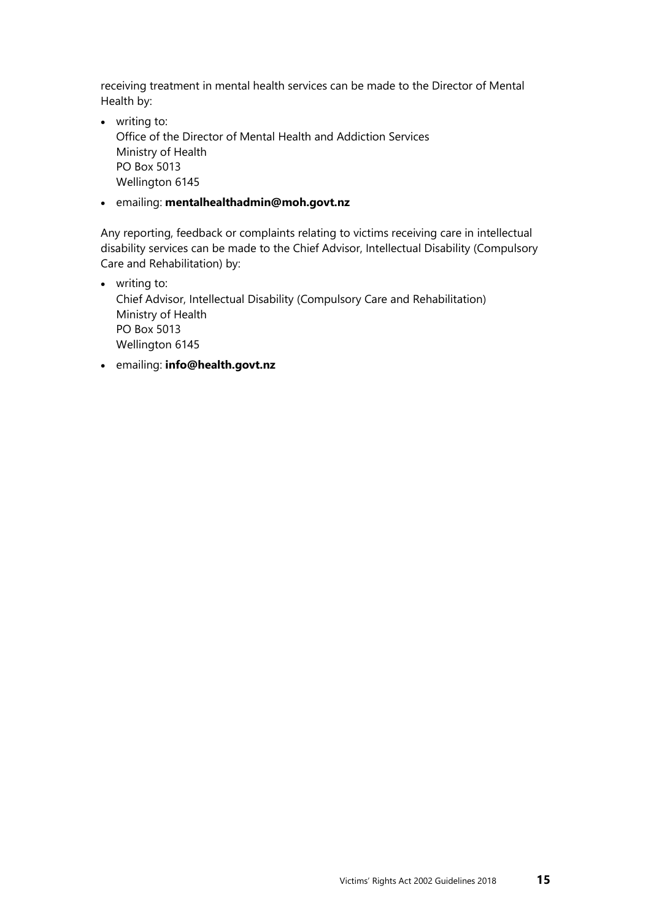receiving treatment in mental health services can be made to the Director of Mental Health by:

- writing to:
  Office of the Director of Mental Health and Addiction Services
  Ministry of Health
  PO Box 5013
  Wellington 6145
- emailing: **mentalhealthadmin@moh.govt.nz**

Any reporting, feedback or complaints relating to victims receiving care in intellectual disability services can be made to the Chief Advisor, Intellectual Disability (Compulsory Care and Rehabilitation) by:

- writing to:
  Chief Advisor, Intellectual Disability (Compulsory Care and Rehabilitation)
  Ministry of Health
  PO Box 5013
  Wellington 6145
- emailing: **info@health.govt.nz**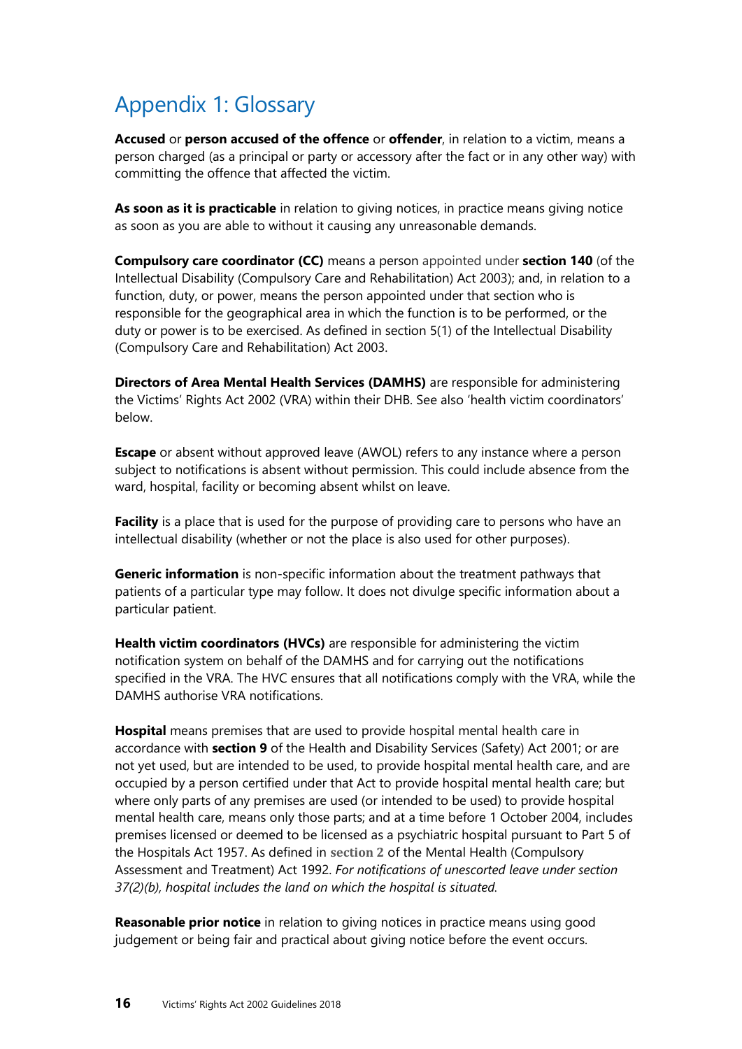# Appendix 1: Glossary

**Accused** or **person accused of the offence** or **offender**, in relation to a victim, means a person charged (as a principal or party or accessory after the fact or in any other way) with committing the offence that affected the victim.

**As soon as it is practicable** in relation to giving notices, in practice means giving notice as soon as you are able to without it causing any unreasonable demands.

**Compulsory care coordinator (CC)** means a person appointed under **section 140** (of the Intellectual Disability (Compulsory Care and Rehabilitation) Act 2003); and, in relation to a function, duty, or power, means the person appointed under that section who is responsible for the geographical area in which the function is to be performed, or the duty or power is to be exercised. As defined in section 5(1) of the Intellectual Disability (Compulsory Care and Rehabilitation) Act 2003.

**Directors of Area Mental Health Services (DAMHS)** are responsible for administering the Victims' Rights Act 2002 (VRA) within their DHB. See also 'health victim coordinators' below.

**Escape** or absent without approved leave (AWOL) refers to any instance where a person subject to notifications is absent without permission. This could include absence from the ward, hospital, facility or becoming absent whilst on leave.

**Facility** is a place that is used for the purpose of providing care to persons who have an intellectual disability (whether or not the place is also used for other purposes).

**Generic information** is non-specific information about the treatment pathways that patients of a particular type may follow. It does not divulge specific information about a particular patient.

**Health victim coordinators (HVCs)** are responsible for administering the victim notification system on behalf of the DAMHS and for carrying out the notifications specified in the VRA. The HVC ensures that all notifications comply with the VRA, while the DAMHS authorise VRA notifications.

**Hospital** means premises that are used to provide hospital mental health care in accordance with **section 9** of the Health and Disability Services (Safety) Act 2001; or are not yet used, but are intended to be used, to provide hospital mental health care, and are occupied by a person certified under that Act to provide hospital mental health care; but where only parts of any premises are used (or intended to be used) to provide hospital mental health care, means only those parts; and at a time before 1 October 2004, includes premises licensed or deemed to be licensed as a psychiatric hospital pursuant to Part 5 of the Hospitals Act 1957. As defined in **section 2** of the Mental Health (Compulsory Assessment and Treatment) Act 1992. *For notifications of unescorted leave under section 37(2)(b), hospital includes the land on which the hospital is situated.*

**Reasonable prior notice** in relation to giving notices in practice means using good judgement or being fair and practical about giving notice before the event occurs.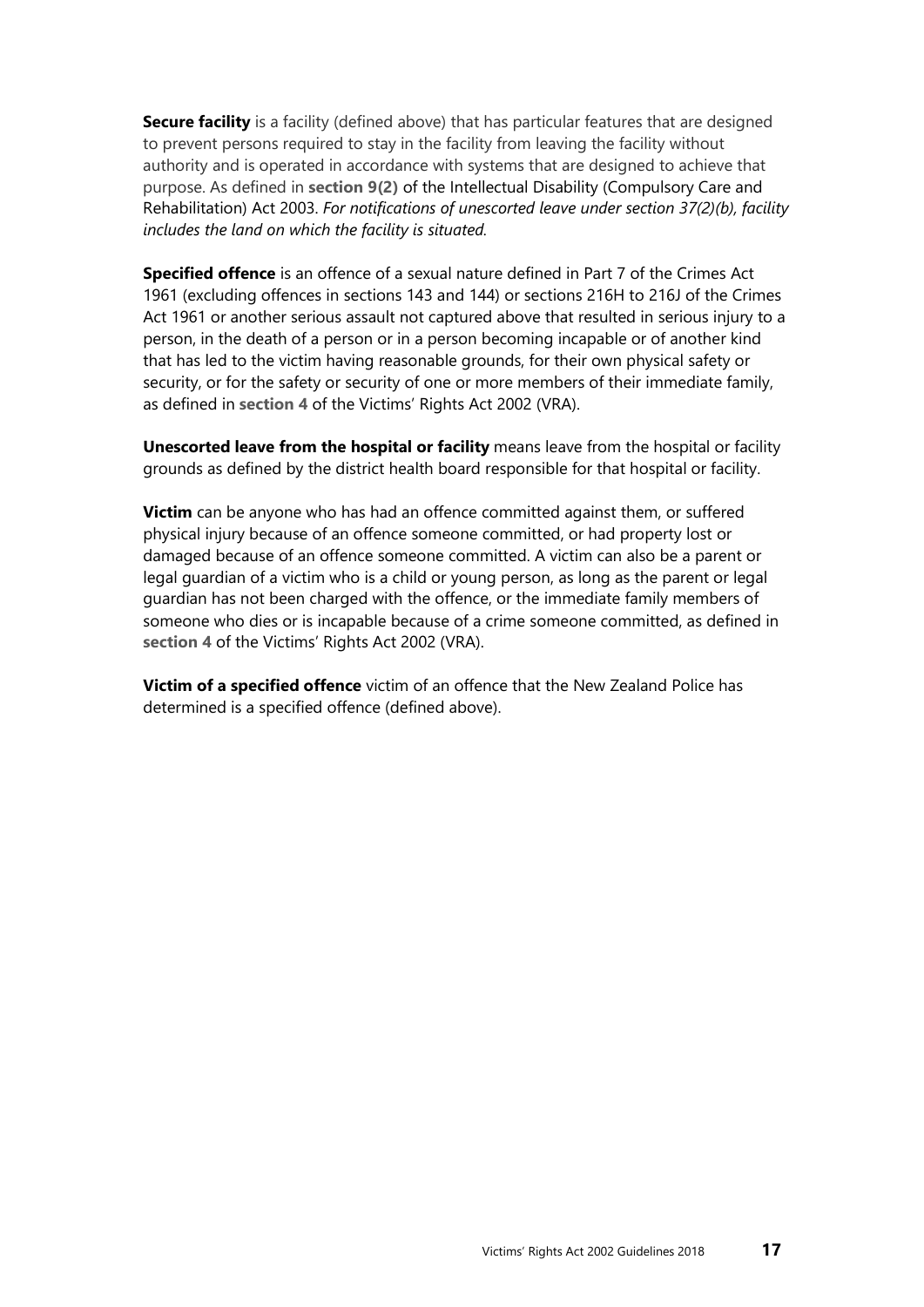**Secure facility** is a facility (defined above) that has particular features that are designed to prevent persons required to stay in the facility from leaving the facility without authority and is operated in accordance with systems that are designed to achieve that purpose. As defined in **section 9(2)** of the Intellectual Disability (Compulsory Care and Rehabilitation) Act 2003. *For notifications of unescorted leave under section 37(2)(b), facility includes the land on which the facility is situated.*

**Specified offence** is an offence of a sexual nature defined in Part 7 of the Crimes Act 1961 (excluding offences in sections 143 and 144) or sections 216H to 216J of the Crimes Act 1961 or another serious assault not captured above that resulted in serious injury to a person, in the death of a person or in a person becoming incapable or of another kind that has led to the victim having reasonable grounds, for their own physical safety or security, or for the safety or security of one or more members of their immediate family, as defined in **section 4** of the Victims' Rights Act 2002 (VRA).

**Unescorted leave from the hospital or facility** means leave from the hospital or facility grounds as defined by the district health board responsible for that hospital or facility.

**Victim** can be anyone who has had an offence committed against them, or suffered physical injury because of an offence someone committed, or had property lost or damaged because of an offence someone committed. A victim can also be a parent or legal guardian of a victim who is a child or young person, as long as the parent or legal guardian has not been charged with the offence, or the immediate family members of someone who dies or is incapable because of a crime someone committed, as defined in **section 4** of the Victims' Rights Act 2002 (VRA).

**Victim of a specified offence** victim of an offence that the New Zealand Police has determined is a specified offence (defined above).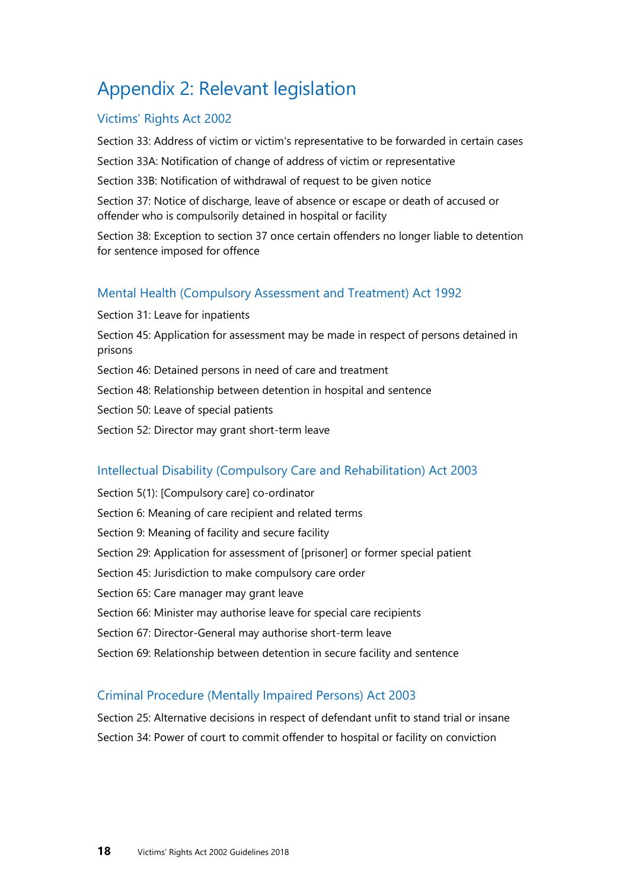# Appendix 2: Relevant legislation

## Victims' Rights Act 2002

Section 33: Address of victim or victim's representative to be forwarded in certain cases

Section 33A: Notification of change of address of victim or representative

Section 33B: Notification of withdrawal of request to be given notice

Section 37: Notice of discharge, leave of absence or escape or death of accused or offender who is compulsorily detained in hospital or facility

Section 38: Exception to section 37 once certain offenders no longer liable to detention for sentence imposed for offence

## Mental Health (Compulsory Assessment and Treatment) Act 1992

Section 31: Leave for inpatients

Section 45: Application for assessment may be made in respect of persons detained in prisons

Section 46: Detained persons in need of care and treatment

Section 48: Relationship between detention in hospital and sentence

Section 50: Leave of special patients

Section 52: Director may grant short-term leave

## Intellectual Disability (Compulsory Care and Rehabilitation) Act 2003

Section 5(1): [Compulsory care] co-ordinator

Section 6: Meaning of care recipient and related terms

Section 9: Meaning of facility and secure facility

Section 29: Application for assessment of [prisoner] or former special patient

Section 45: Jurisdiction to make compulsory care order

Section 65: Care manager may grant leave

Section 66: Minister may authorise leave for special care recipients

Section 67: Director-General may authorise short-term leave

Section 69: Relationship between detention in secure facility and sentence

## Criminal Procedure (Mentally Impaired Persons) Act 2003

Section 25: Alternative decisions in respect of defendant unfit to stand trial or insane

Section 34: Power of court to commit offender to hospital or facility on conviction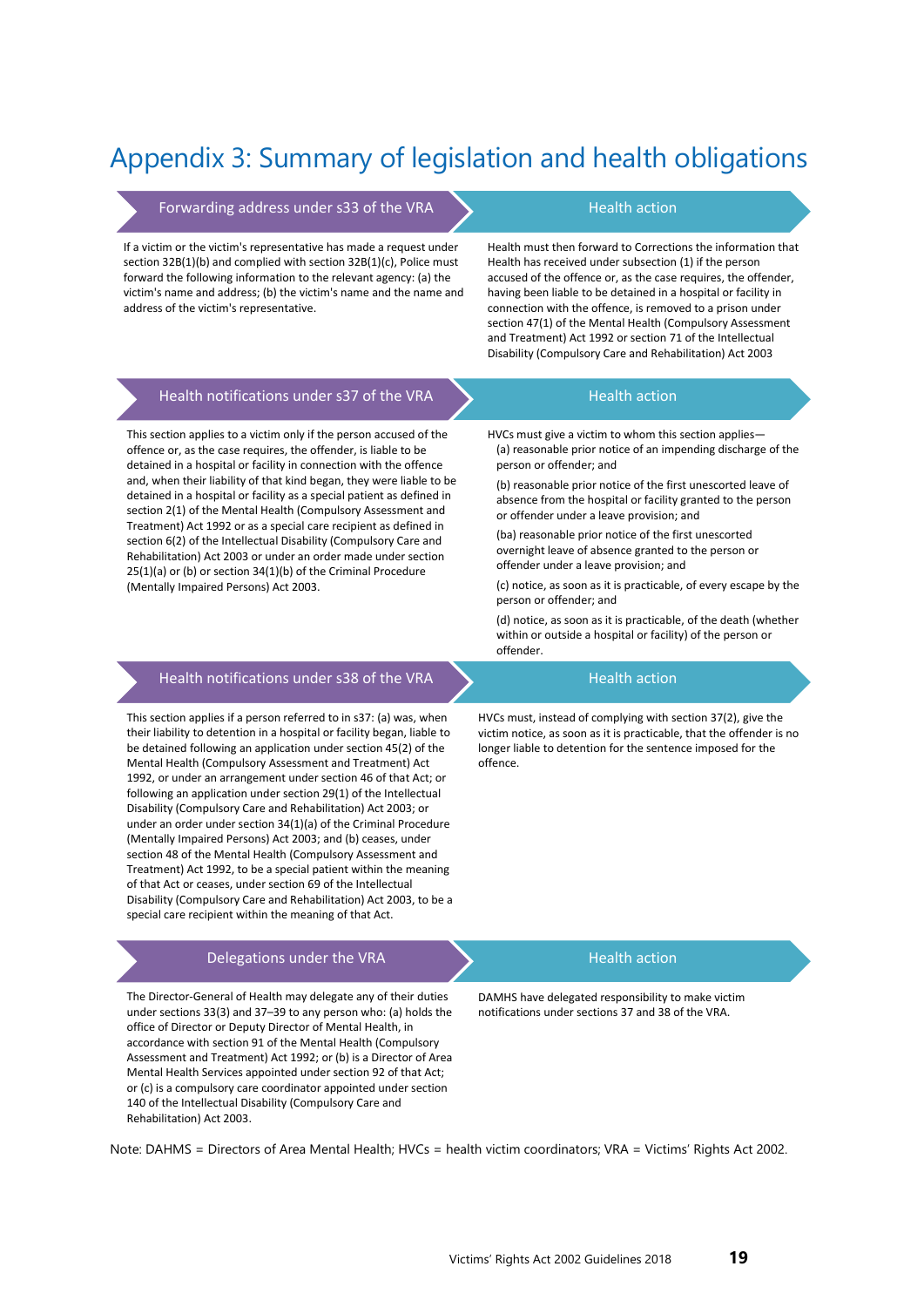# Appendix 3: Summary of legislation and health obligations

| Forwarding address under s33 of the VRA | Health action |
| --- | --- |
| If a victim or the victim's representative has made a request under section 32B(1)(b) and complied with section 32B(1)(c), Police must forward the following information to the relevant agency: (a) the victim's name and address; (b) the victim's name and the name and address of the victim's representative. | Health must then forward to Corrections the information that Health has received under subsection (1) if the person accused of the offence or, as the case requires, the offender, having been liable to be detained in a hospital or facility in connection with the offence, is removed to a prison under section 47(1) of the Mental Health (Compulsory Assessment and Treatment) Act 1992 or section 71 of the Intellectual Disability (Compulsory Care and Rehabilitation) Act 2003 |

| Health notifications under s37 of the VRA | Health action |
| --- | --- |
| This section applies to a victim only if the person accused of the offence or, as the case requires, the offender, is liable to be detained in a hospital or facility in connection with the offence and, when their liability of that kind began, they were liable to be detained in a hospital or facility as a special patient as defined in section 2(1) of the Mental Health (Compulsory Assessment and Treatment) Act 1992 or as a special care recipient as defined in section 6(2) of the Intellectual Disability (Compulsory Care and Rehabilitation) Act 2003 or under an order made under section 25(1)(a) or (b) or section 34(1)(b) of the Criminal Procedure (Mentally Impaired Persons) Act 2003. | HVCs must give a victim to whom this section applies—<br>(a) reasonable prior notice of an impending discharge of the person or offender; and<br>(b) reasonable prior notice of the first unescorted leave of absence from the hospital or facility granted to the person or offender under a leave provision; and<br>(ba) reasonable prior notice of the first unescorted overnight leave of absence granted to the person or offender under a leave provision; and<br>(c) notice, as soon as it is practicable, of every escape by the person or offender; and<br>(d) notice, as soon as it is practicable, of the death (whether within or outside a hospital or facility) of the person or offender. |

| Health notifications under s38 of the VRA | Health action |
| --- | --- |
| This section applies if a person referred to in s37: (a) was, when their liability to detention in a hospital or facility began, liable to be detained following an application under section 45(2) of the Mental Health (Compulsory Assessment and Treatment) Act 1992, or under an arrangement under section 46 of that Act; or following an application under section 29(1) of the Intellectual Disability (Compulsory Care and Rehabilitation) Act 2003; or under an order under section 34(1)(a) of the Criminal Procedure (Mentally Impaired Persons) Act 2003; and (b) ceases, under section 48 of the Mental Health (Compulsory Assessment and Treatment) Act 1992, to be a special patient within the meaning of that Act or ceases, under section 69 of the Intellectual Disability (Compulsory Care and Rehabilitation) Act 2003, to be a special care recipient within the meaning of that Act. | HVCs must, instead of complying with section 37(2), give the victim notice, as soon as it is practicable, that the offender is no longer liable to detention for the sentence imposed for the offence. |

| Delegations under the VRA | Health action |
| --- | --- |
| The Director-General of Health may delegate any of their duties under sections 33(3) and 37–39 to any person who: (a) holds the office of Director or Deputy Director of Mental Health, in accordance with section 91 of the Mental Health (Compulsory Assessment and Treatment) Act 1992; or (b) is a Director of Area Mental Health Services appointed under section 92 of that Act; or (c) is a compulsory care coordinator appointed under section 140 of the Intellectual Disability (Compulsory Care and Rehabilitation) Act 2003. | DAMHS have delegated responsibility to make victim notifications under sections 37 and 38 of the VRA. |

Note: DAHMS = Directors of Area Mental Health; HVCs = health victim coordinators; VRA = Victims' Rights Act 2002.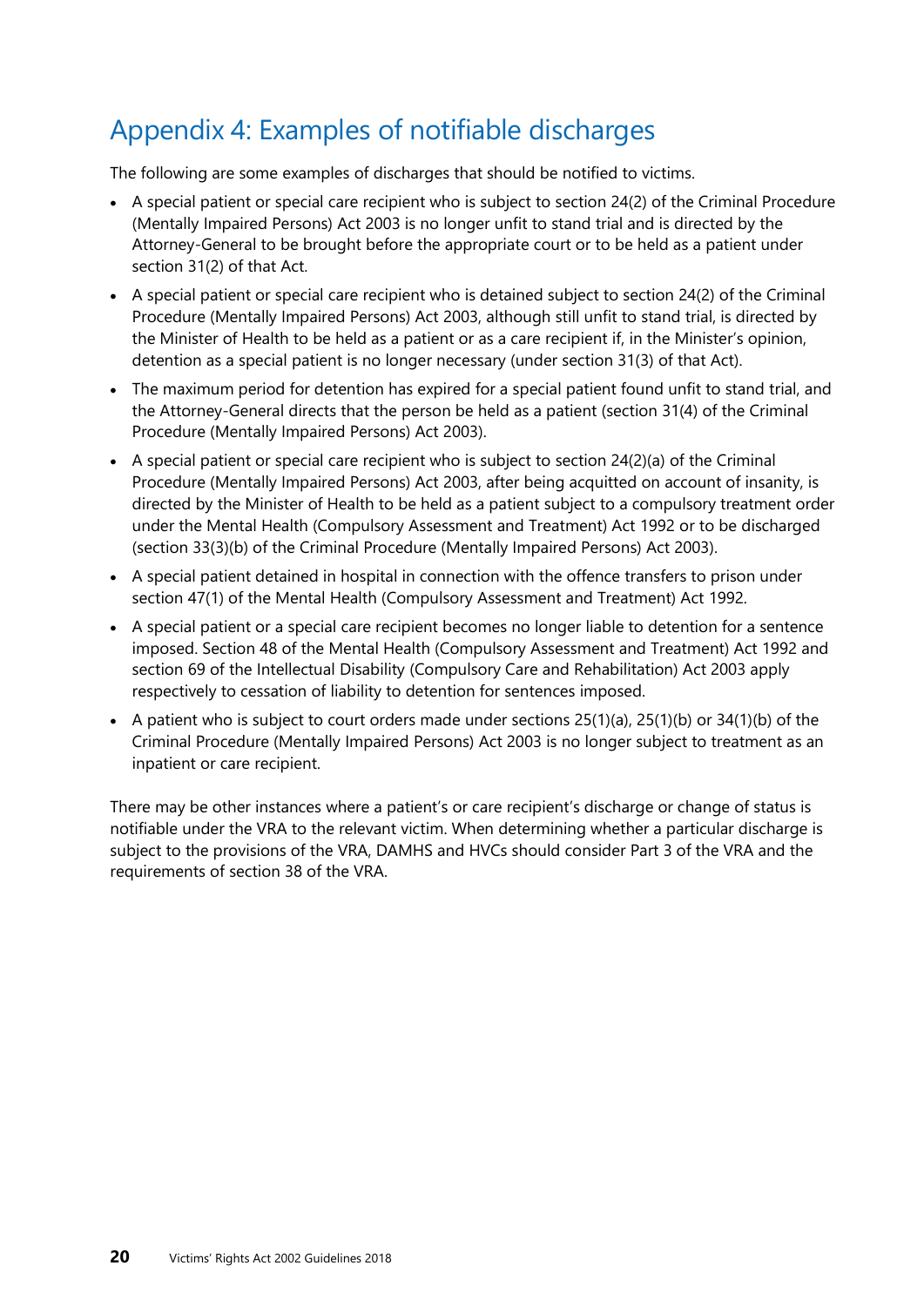# Appendix 4: Examples of notifiable discharges

The following are some examples of discharges that should be notified to victims.

- A special patient or special care recipient who is subject to section 24(2) of the Criminal Procedure (Mentally Impaired Persons) Act 2003 is no longer unfit to stand trial and is directed by the Attorney-General to be brought before the appropriate court or to be held as a patient under section 31(2) of that Act.
- A special patient or special care recipient who is detained subject to section 24(2) of the Criminal Procedure (Mentally Impaired Persons) Act 2003, although still unfit to stand trial, is directed by the Minister of Health to be held as a patient or as a care recipient if, in the Minister's opinion, detention as a special patient is no longer necessary (under section 31(3) of that Act).
- The maximum period for detention has expired for a special patient found unfit to stand trial, and the Attorney-General directs that the person be held as a patient (section 31(4) of the Criminal Procedure (Mentally Impaired Persons) Act 2003).
- A special patient or special care recipient who is subject to section 24(2)(a) of the Criminal Procedure (Mentally Impaired Persons) Act 2003, after being acquitted on account of insanity, is directed by the Minister of Health to be held as a patient subject to a compulsory treatment order under the Mental Health (Compulsory Assessment and Treatment) Act 1992 or to be discharged (section 33(3)(b) of the Criminal Procedure (Mentally Impaired Persons) Act 2003).
- A special patient detained in hospital in connection with the offence transfers to prison under section 47(1) of the Mental Health (Compulsory Assessment and Treatment) Act 1992.
- A special patient or a special care recipient becomes no longer liable to detention for a sentence imposed. Section 48 of the Mental Health (Compulsory Assessment and Treatment) Act 1992 and section 69 of the Intellectual Disability (Compulsory Care and Rehabilitation) Act 2003 apply respectively to cessation of liability to detention for sentences imposed.
- A patient who is subject to court orders made under sections 25(1)(a), 25(1)(b) or 34(1)(b) of the Criminal Procedure (Mentally Impaired Persons) Act 2003 is no longer subject to treatment as an inpatient or care recipient.

There may be other instances where a patient's or care recipient's discharge or change of status is notifiable under the VRA to the relevant victim. When determining whether a particular discharge is subject to the provisions of the VRA, DAMHS and HVCs should consider Part 3 of the VRA and the requirements of section 38 of the VRA.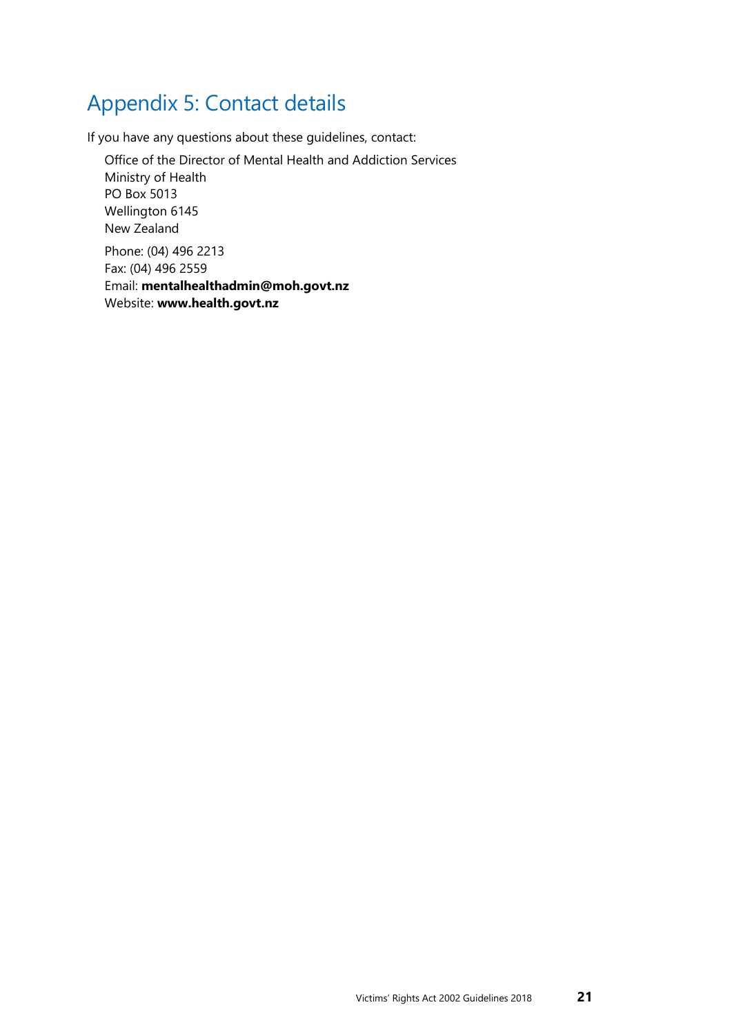# Appendix 5: Contact details

If you have any questions about these guidelines, contact:

Office of the Director of Mental Health and Addiction Services
Ministry of Health
PO Box 5013
Wellington 6145
New Zealand

Phone: (04) 496 2213
Fax: (04) 496 2559
Email: **mentalhealthadmin@moh.govt.nz**
Website: **www.health.govt.nz**